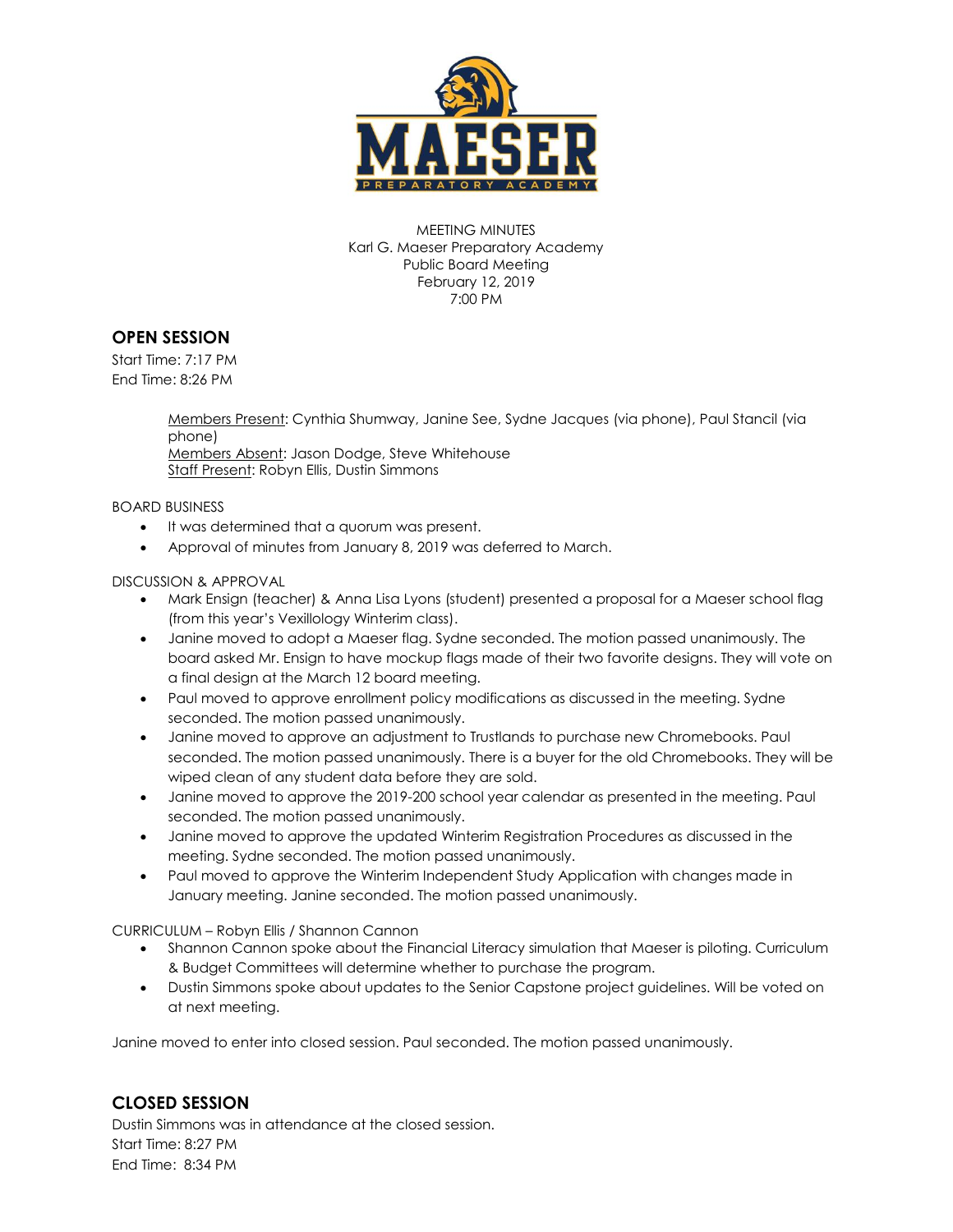MEETING MINUTES
Karl G. Maeser Preparatory Academy
Public Board Meeting
February 12, 2019
7:00 PM

## OPEN SESSION

Start Time: 7:17 PM
End Time: 8:26 PM

Members Present: Cynthia Shumway, Janine See, Sydne Jacques (via phone), Paul Stancil (via phone)
Members Absent: Jason Dodge, Steve Whitehouse
Staff Present: Robyn Ellis, Dustin Simmons

BOARD BUSINESS

- It was determined that a quorum was present.
- Approval of minutes from January 8, 2019 was deferred to March.

DISCUSSION & APPROVAL

- Mark Ensign (teacher) & Anna Lisa Lyons (student) presented a proposal for a Maeser school flag (from this year's Vexillology Winterim class).
- Janine moved to adopt a Maeser flag. Sydne seconded. The motion passed unanimously. The board asked Mr. Ensign to have mockup flags made of their two favorite designs. They will vote on a final design at the March 12 board meeting.
- Paul moved to approve enrollment policy modifications as discussed in the meeting. Sydne seconded. The motion passed unanimously.
- Janine moved to approve an adjustment to Trustlands to purchase new Chromebooks. Paul seconded. The motion passed unanimously. There is a buyer for the old Chromebooks. They will be wiped clean of any student data before they are sold.
- Janine moved to approve the 2019-200 school year calendar as presented in the meeting. Paul seconded. The motion passed unanimously.
- Janine moved to approve the updated Winterim Registration Procedures as discussed in the meeting. Sydne seconded. The motion passed unanimously.
- Paul moved to approve the Winterim Independent Study Application with changes made in January meeting. Janine seconded. The motion passed unanimously.

CURRICULUM – Robyn Ellis / Shannon Cannon

- Shannon Cannon spoke about the Financial Literacy simulation that Maeser is piloting. Curriculum & Budget Committees will determine whether to purchase the program.
- Dustin Simmons spoke about updates to the Senior Capstone project guidelines. Will be voted on at next meeting.

Janine moved to enter into closed session. Paul seconded. The motion passed unanimously.

## CLOSED SESSION

Dustin Simmons was in attendance at the closed session.
Start Time: 8:27 PM
End Time: 8:34 PM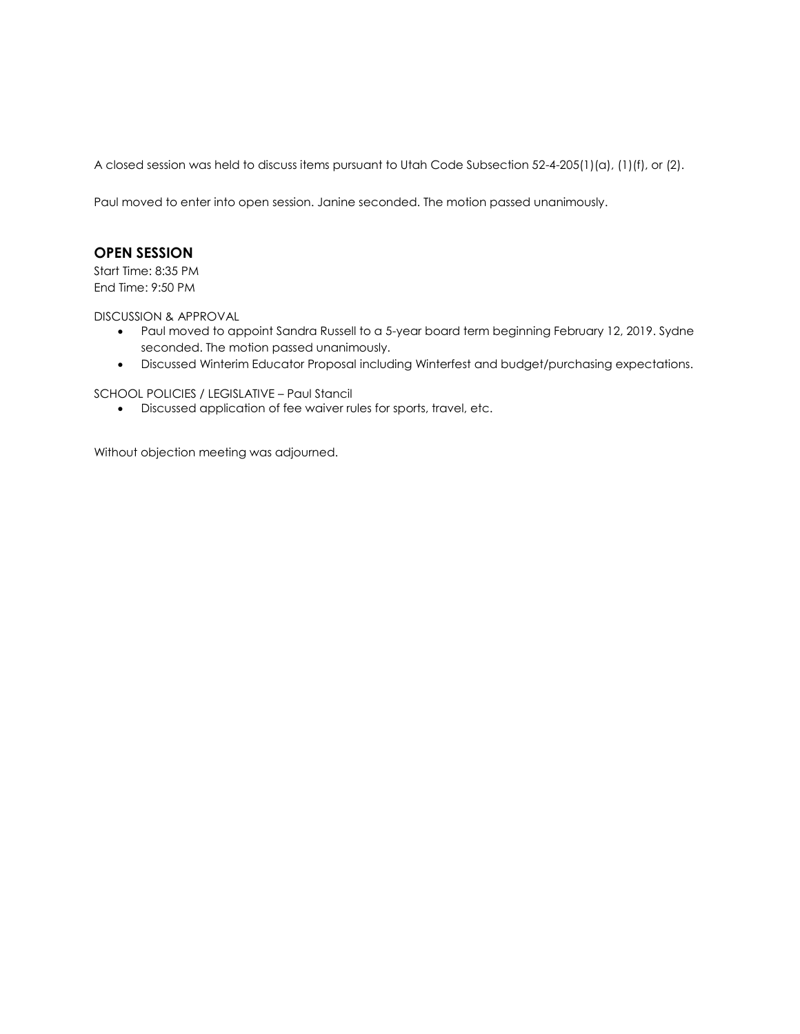A closed session was held to discuss items pursuant to Utah Code Subsection 52-4-205(1)(a), (1)(f), or (2).

Paul moved to enter into open session. Janine seconded. The motion passed unanimously.

## OPEN SESSION

Start Time: 8:35 PM
End Time: 9:50 PM

DISCUSSION & APPROVAL

- Paul moved to appoint Sandra Russell to a 5-year board term beginning February 12, 2019. Sydne seconded. The motion passed unanimously.
- Discussed Winterim Educator Proposal including Winterfest and budget/purchasing expectations.

SCHOOL POLICIES / LEGISLATIVE – Paul Stancil

- Discussed application of fee waiver rules for sports, travel, etc.

Without objection meeting was adjourned.